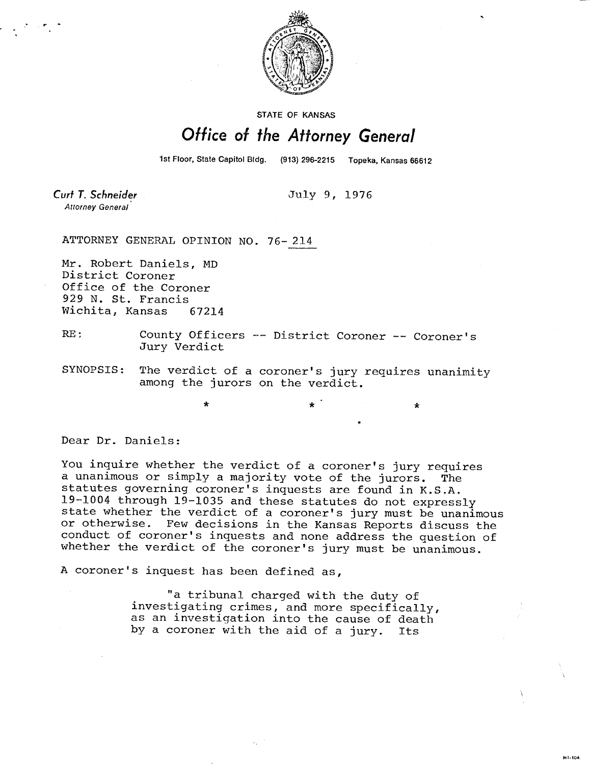STATE OF KANSAS

# Office of the Attorney General

1st Floor, State Capitol Bldg. (913) 296-2215 Topeka, Kansas 66612

*Curt T. Schneider*
*Attorney General*

July 9, 1976

ATTORNEY GENERAL OPINION NO. 76-214

Mr. Robert Daniels, MD
District Coroner
Office of the Coroner
929 N. St. Francis
Wichita, Kansas 67214

RE: County Officers -- District Coroner -- Coroner's Jury Verdict

SYNOPSIS: The verdict of a coroner's jury requires unanimity among the jurors on the verdict.

\* \* \*

Dear Dr. Daniels:

You inquire whether the verdict of a coroner's jury requires a unanimous or simply a majority vote of the jurors. The statutes governing coroner's inquests are found in K.S.A. 19-1004 through 19-1035 and these statutes do not expressly state whether the verdict of a coroner's jury must be unanimous or otherwise. Few decisions in the Kansas Reports discuss the conduct of coroner's inquests and none address the question of whether the verdict of the coroner's jury must be unanimous.

A coroner's inquest has been defined as,

> "a tribunal charged with the duty of investigating crimes, and more specifically, as an investigation into the cause of death by a coroner with the aid of a jury. Its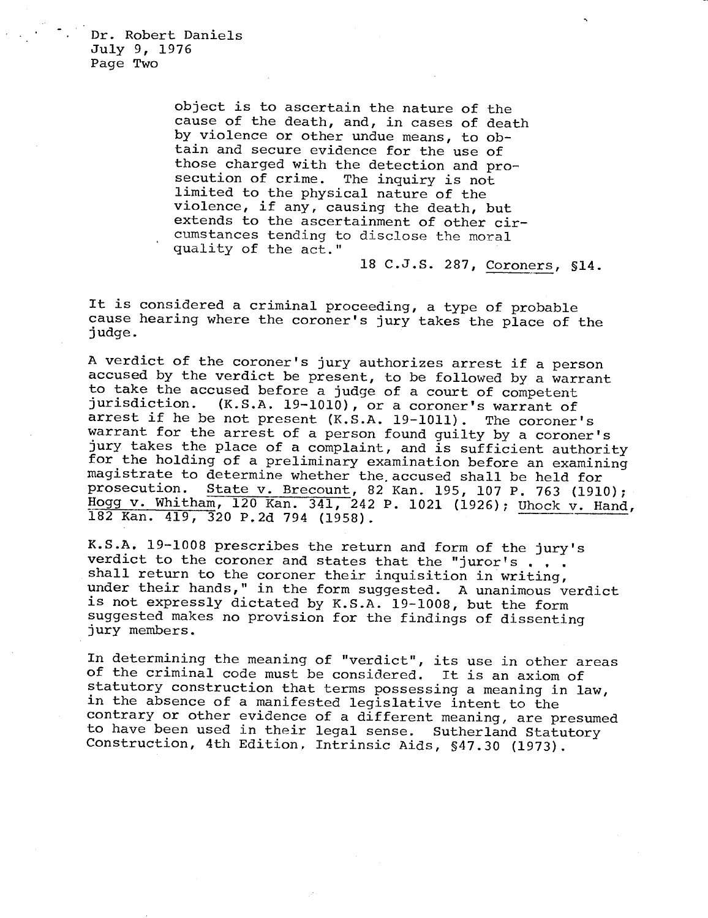> object is to ascertain the nature of the cause of the death, and, in cases of death by violence or other undue means, to obtain and secure evidence for the use of those charged with the detection and prosecution of crime. The inquiry is not limited to the physical nature of the violence, if any, causing the death, but extends to the ascertainment of other circumstances tending to disclose the moral quality of the act."
>
> 18 C.J.S. 287, Coroners, §14.

It is considered a criminal proceeding, a type of probable cause hearing where the coroner's jury takes the place of the judge.

A verdict of the coroner's jury authorizes arrest if a person accused by the verdict be present, to be followed by a warrant to take the accused before a judge of a court of competent jurisdiction. (K.S.A. 19-1010), or a coroner's warrant of arrest if he be not present (K.S.A. 19-1011). The coroner's warrant for the arrest of a person found guilty by a coroner's jury takes the place of a complaint, and is sufficient authority for the holding of a preliminary examination before an examining magistrate to determine whether the accused shall be held for prosecution. State v. Brecount, 82 Kan. 195, 107 P. 763 (1910); Hogg v. Whitham, 120 Kan. 341, 242 P. 1021 (1926); Uhock v. Hand, 182 Kan. 419, 320 P.2d 794 (1958).

K.S.A. 19-1008 prescribes the return and form of the jury's verdict to the coroner and states that the "juror's . . . shall return to the coroner their inquisition in writing, under their hands," in the form suggested. A unanimous verdict is not expressly dictated by K.S.A. 19-1008, but the form suggested makes no provision for the findings of dissenting jury members.

In determining the meaning of "verdict", its use in other areas of the criminal code must be considered. It is an axiom of statutory construction that terms possessing a meaning in law, in the absence of a manifested legislative intent to the contrary or other evidence of a different meaning, are presumed to have been used in their legal sense. Sutherland Statutory Construction, 4th Edition, Intrinsic Aids, §47.30 (1973).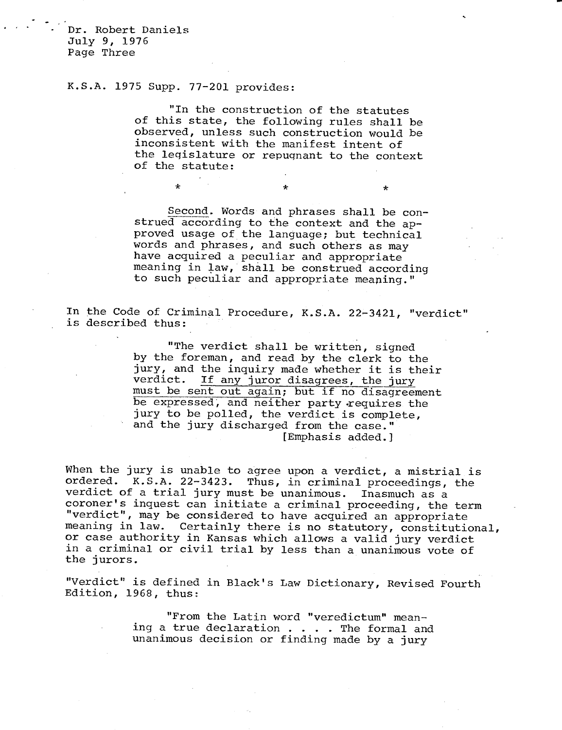K.S.A. 1975 Supp. 77-201 provides:

> "In the construction of the statutes of this state, the following rules shall be observed, unless such construction would be inconsistent with the manifest intent of the legislature or repugnant to the context of the statute:
>
> \*                    \*                    \*
>
> Second. Words and phrases shall be construed according to the context and the approved usage of the language; but technical words and phrases, and such others as may have acquired a peculiar and appropriate meaning in law, shall be construed according to such peculiar and appropriate meaning."

In the Code of Criminal Procedure, K.S.A. 22-3421, "verdict" is described thus:

> "The verdict shall be written, signed by the foreman, and read by the clerk to the jury, and the inquiry made whether it is their verdict. *If any juror disagrees, the jury must be sent out again*; but if no disagreement be expressed, and neither party requires the jury to be polled, the verdict is complete, and the jury discharged from the case."
> [Emphasis added.]

When the jury is unable to agree upon a verdict, a mistrial is ordered. K.S.A. 22-3423. Thus, in criminal proceedings, the verdict of a trial jury must be unanimous. Inasmuch as a coroner's inquest can initiate a criminal proceeding, the term "verdict", may be considered to have acquired an appropriate meaning in law. Certainly there is no statutory, constitutional, or case authority in Kansas which allows a valid jury verdict in a criminal or civil trial by less than a unanimous vote of the jurors.

"Verdict" is defined in Black's Law Dictionary, Revised Fourth Edition, 1968, thus:

> "From the Latin word "veredictum" meaning a true declaration . . . . The formal and unanimous decision or finding made by a jury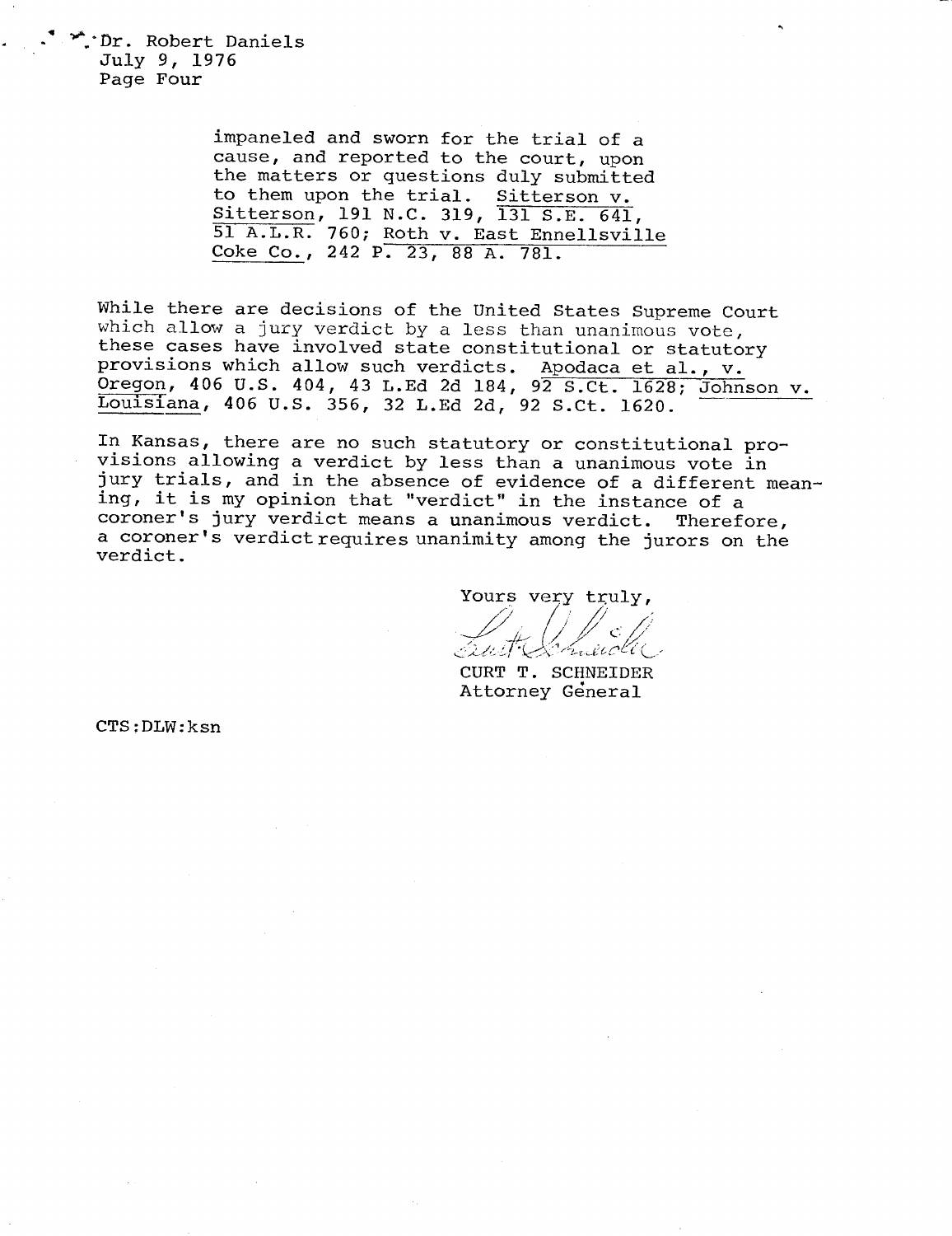Dr. Robert Daniels
July 9, 1976
Page Four

> impaneled and sworn for the trial of a cause, and reported to the court, upon the matters or questions duly submitted to them upon the trial. Sitterson v. Sitterson, 191 N.C. 319, 131 S.E. 641, 51 A.L.R. 760; Roth v. East Ennellsville Coke Co., 242 P. 23, 88 A. 781.

While there are decisions of the United States Supreme Court which allow a jury verdict by a less than unanimous vote, these cases have involved state constitutional or statutory provisions which allow such verdicts. Apodaca et al., v. Oregon, 406 U.S. 404, 43 L.Ed 2d 184, 92 S.Ct. 1628; Johnson v. Louisiana, 406 U.S. 356, 32 L.Ed 2d, 92 S.Ct. 1620.

In Kansas, there are no such statutory or constitutional provisions allowing a verdict by less than a unanimous vote in jury trials, and in the absence of evidence of a different meaning, it is my opinion that "verdict" in the instance of a coroner's jury verdict means a unanimous verdict. Therefore, a coroner's verdict requires unanimity among the jurors on the verdict.

Yours very truly,

CURT T. SCHNEIDER
Attorney General

CTS:DLW:ksn